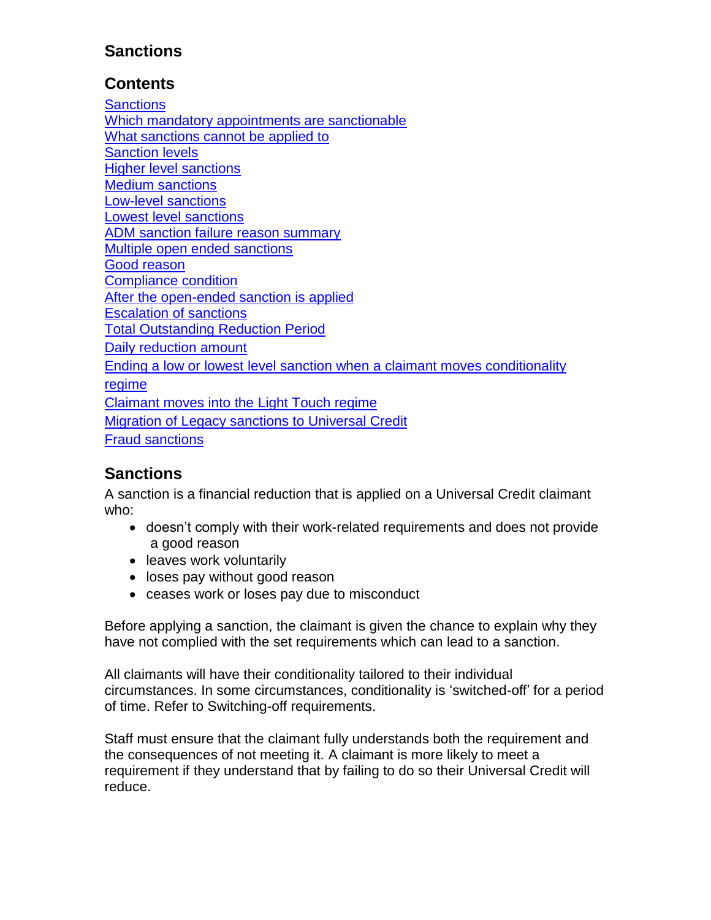# Sanctions

## Contents

[Sanctions]
[Which mandatory appointments are sanctionable]
[What sanctions cannot be applied to]
[Sanction levels]
[Higher level sanctions]
[Medium sanctions]
[Low-level sanctions]
[Lowest level sanctions]
[ADM sanction failure reason summary]
[Multiple open ended sanctions]
[Good reason]
[Compliance condition]
[After the open-ended sanction is applied]
[Escalation of sanctions]
[Total Outstanding Reduction Period]
[Daily reduction amount]
[Ending a low or lowest level sanction when a claimant moves conditionality regime]
[Claimant moves into the Light Touch regime]
[Migration of Legacy sanctions to Universal Credit]
[Fraud sanctions]

## Sanctions

A sanction is a financial reduction that is applied on a Universal Credit claimant who:

- doesn't comply with their work-related requirements and does not provide a good reason
- leaves work voluntarily
- loses pay without good reason
- ceases work or loses pay due to misconduct

Before applying a sanction, the claimant is given the chance to explain why they have not complied with the set requirements which can lead to a sanction.

All claimants will have their conditionality tailored to their individual circumstances. In some circumstances, conditionality is 'switched-off' for a period of time. Refer to Switching-off requirements.

Staff must ensure that the claimant fully understands both the requirement and the consequences of not meeting it. A claimant is more likely to meet a requirement if they understand that by failing to do so their Universal Credit will reduce.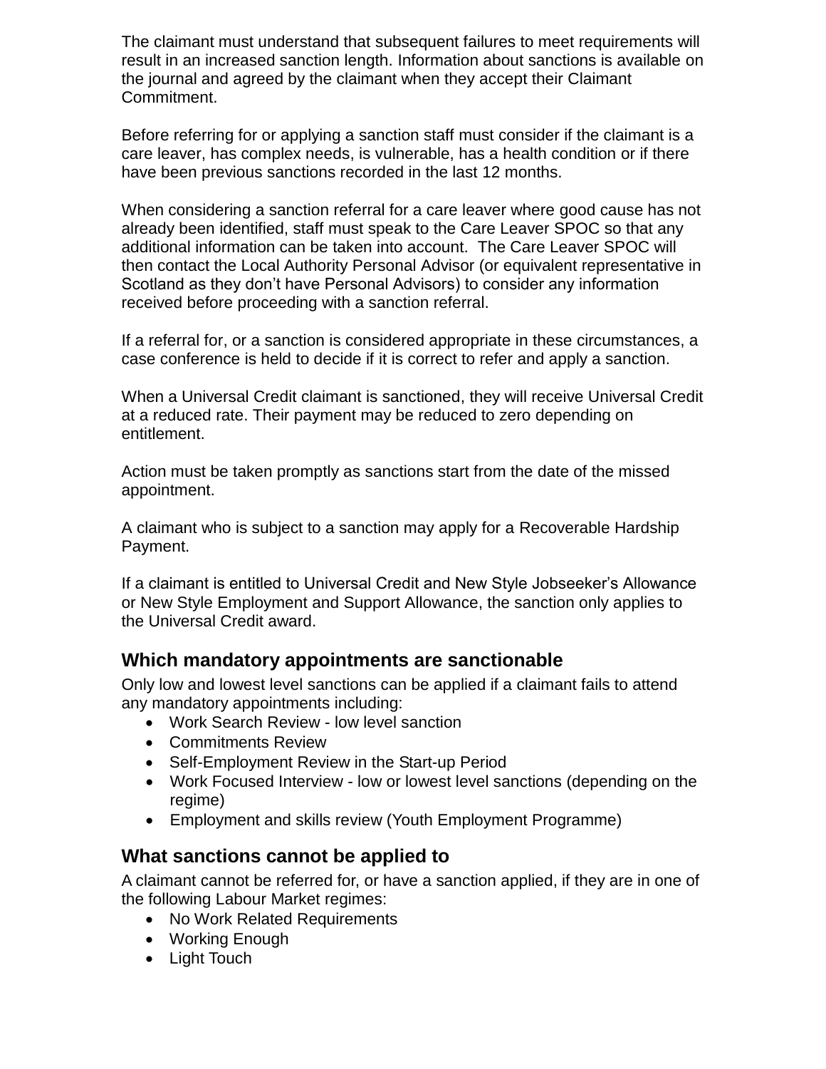The claimant must understand that subsequent failures to meet requirements will result in an increased sanction length. Information about sanctions is available on the journal and agreed by the claimant when they accept their Claimant Commitment.

Before referring for or applying a sanction staff must consider if the claimant is a care leaver, has complex needs, is vulnerable, has a health condition or if there have been previous sanctions recorded in the last 12 months.

When considering a sanction referral for a care leaver where good cause has not already been identified, staff must speak to the Care Leaver SPOC so that any additional information can be taken into account. The Care Leaver SPOC will then contact the Local Authority Personal Advisor (or equivalent representative in Scotland as they don't have Personal Advisors) to consider any information received before proceeding with a sanction referral.

If a referral for, or a sanction is considered appropriate in these circumstances, a case conference is held to decide if it is correct to refer and apply a sanction.

When a Universal Credit claimant is sanctioned, they will receive Universal Credit at a reduced rate. Their payment may be reduced to zero depending on entitlement.

Action must be taken promptly as sanctions start from the date of the missed appointment.

A claimant who is subject to a sanction may apply for a Recoverable Hardship Payment.

If a claimant is entitled to Universal Credit and New Style Jobseeker's Allowance or New Style Employment and Support Allowance, the sanction only applies to the Universal Credit award.

## Which mandatory appointments are sanctionable

Only low and lowest level sanctions can be applied if a claimant fails to attend any mandatory appointments including:

- Work Search Review - low level sanction
- Commitments Review
- Self-Employment Review in the Start-up Period
- Work Focused Interview - low or lowest level sanctions (depending on the regime)
- Employment and skills review (Youth Employment Programme)

## What sanctions cannot be applied to

A claimant cannot be referred for, or have a sanction applied, if they are in one of the following Labour Market regimes:

- No Work Related Requirements
- Working Enough
- Light Touch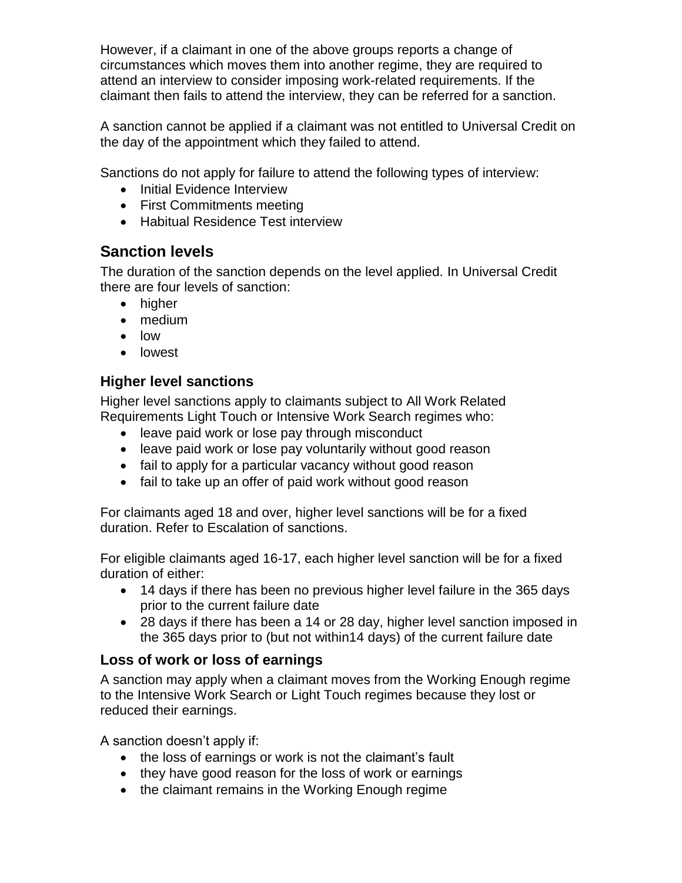However, if a claimant in one of the above groups reports a change of circumstances which moves them into another regime, they are required to attend an interview to consider imposing work-related requirements. If the claimant then fails to attend the interview, they can be referred for a sanction.

A sanction cannot be applied if a claimant was not entitled to Universal Credit on the day of the appointment which they failed to attend.

Sanctions do not apply for failure to attend the following types of interview:

- Initial Evidence Interview
- First Commitments meeting
- Habitual Residence Test interview

## Sanction levels

The duration of the sanction depends on the level applied. In Universal Credit there are four levels of sanction:

- higher
- medium
- low
- lowest

### Higher level sanctions

Higher level sanctions apply to claimants subject to All Work Related Requirements Light Touch or Intensive Work Search regimes who:

- leave paid work or lose pay through misconduct
- leave paid work or lose pay voluntarily without good reason
- fail to apply for a particular vacancy without good reason
- fail to take up an offer of paid work without good reason

For claimants aged 18 and over, higher level sanctions will be for a fixed duration. Refer to Escalation of sanctions.

For eligible claimants aged 16-17, each higher level sanction will be for a fixed duration of either:

- 14 days if there has been no previous higher level failure in the 365 days prior to the current failure date
- 28 days if there has been a 14 or 28 day, higher level sanction imposed in the 365 days prior to (but not within14 days) of the current failure date

### Loss of work or loss of earnings

A sanction may apply when a claimant moves from the Working Enough regime to the Intensive Work Search or Light Touch regimes because they lost or reduced their earnings.

A sanction doesn't apply if:

- the loss of earnings or work is not the claimant's fault
- they have good reason for the loss of work or earnings
- the claimant remains in the Working Enough regime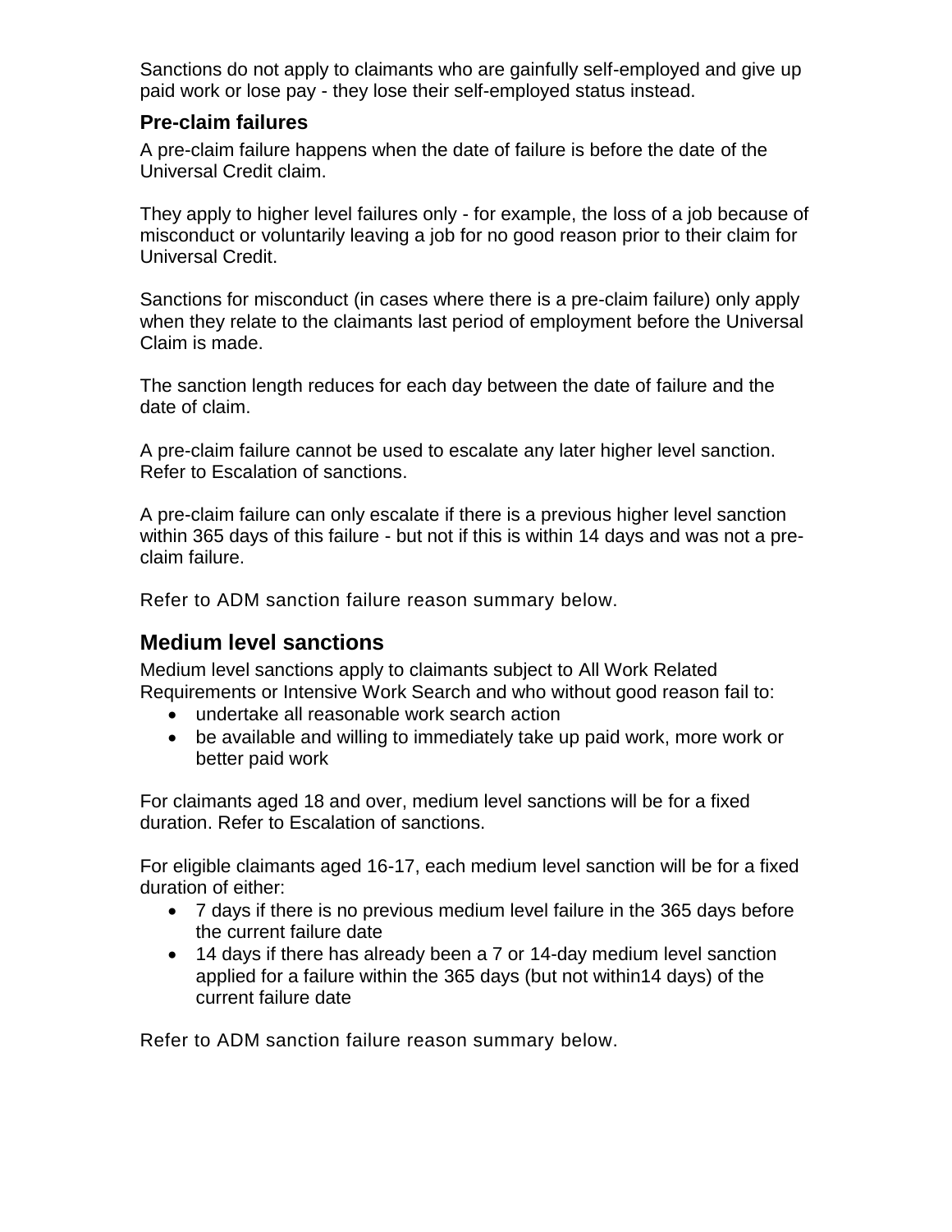Sanctions do not apply to claimants who are gainfully self-employed and give up paid work or lose pay - they lose their self-employed status instead.

### Pre-claim failures

A pre-claim failure happens when the date of failure is before the date of the Universal Credit claim.

They apply to higher level failures only - for example, the loss of a job because of misconduct or voluntarily leaving a job for no good reason prior to their claim for Universal Credit.

Sanctions for misconduct (in cases where there is a pre-claim failure) only apply when they relate to the claimants last period of employment before the Universal Claim is made.

The sanction length reduces for each day between the date of failure and the date of claim.

A pre-claim failure cannot be used to escalate any later higher level sanction. Refer to Escalation of sanctions.

A pre-claim failure can only escalate if there is a previous higher level sanction within 365 days of this failure - but not if this is within 14 days and was not a pre-claim failure.

Refer to ADM sanction failure reason summary below.

## Medium level sanctions

Medium level sanctions apply to claimants subject to All Work Related Requirements or Intensive Work Search and who without good reason fail to:

- undertake all reasonable work search action
- be available and willing to immediately take up paid work, more work or better paid work

For claimants aged 18 and over, medium level sanctions will be for a fixed duration. Refer to Escalation of sanctions.

For eligible claimants aged 16-17, each medium level sanction will be for a fixed duration of either:

- 7 days if there is no previous medium level failure in the 365 days before the current failure date
- 14 days if there has already been a 7 or 14-day medium level sanction applied for a failure within the 365 days (but not within14 days) of the current failure date

Refer to ADM sanction failure reason summary below.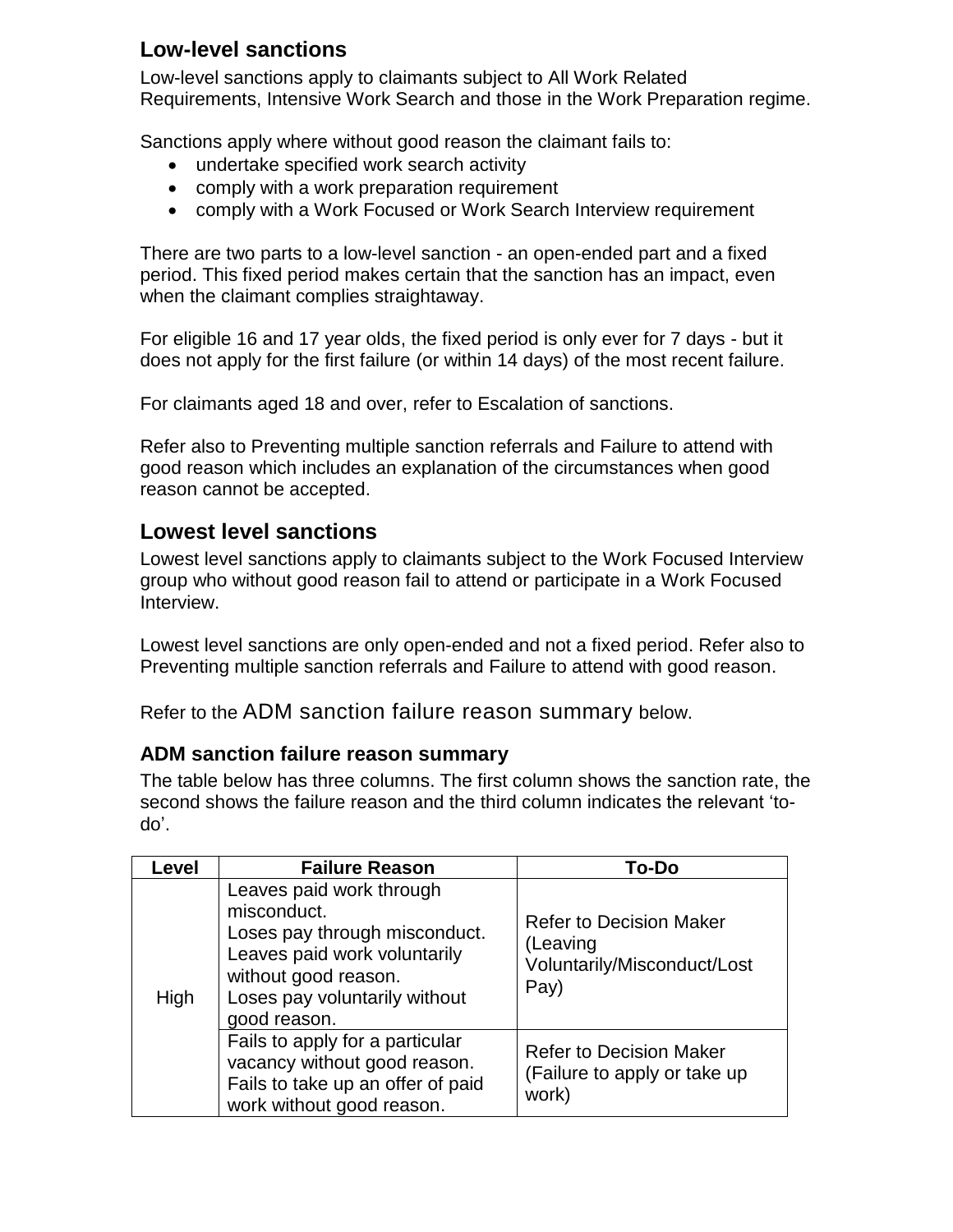## Low-level sanctions

Low-level sanctions apply to claimants subject to All Work Related Requirements, Intensive Work Search and those in the Work Preparation regime.

Sanctions apply where without good reason the claimant fails to:

- undertake specified work search activity
- comply with a work preparation requirement
- comply with a Work Focused or Work Search Interview requirement

There are two parts to a low-level sanction - an open-ended part and a fixed period. This fixed period makes certain that the sanction has an impact, even when the claimant complies straightaway.

For eligible 16 and 17 year olds, the fixed period is only ever for 7 days - but it does not apply for the first failure (or within 14 days) of the most recent failure.

For claimants aged 18 and over, refer to Escalation of sanctions.

Refer also to Preventing multiple sanction referrals and Failure to attend with good reason which includes an explanation of the circumstances when good reason cannot be accepted.

## Lowest level sanctions

Lowest level sanctions apply to claimants subject to the Work Focused Interview group who without good reason fail to attend or participate in a Work Focused Interview.

Lowest level sanctions are only open-ended and not a fixed period. Refer also to Preventing multiple sanction referrals and Failure to attend with good reason.

Refer to the ADM sanction failure reason summary below.

### ADM sanction failure reason summary

The table below has three columns. The first column shows the sanction rate, the second shows the failure reason and the third column indicates the relevant 'to-do'.

| Level | Failure Reason | To-Do |
|---|---|---|
| High | Leaves paid work through misconduct.<br>Loses pay through misconduct.<br>Leaves paid work voluntarily without good reason.<br>Loses pay voluntarily without good reason. | Refer to Decision Maker (Leaving Voluntarily/Misconduct/Lost Pay) |
| | Fails to apply for a particular vacancy without good reason.<br>Fails to take up an offer of paid work without good reason. | Refer to Decision Maker (Failure to apply or take up work) |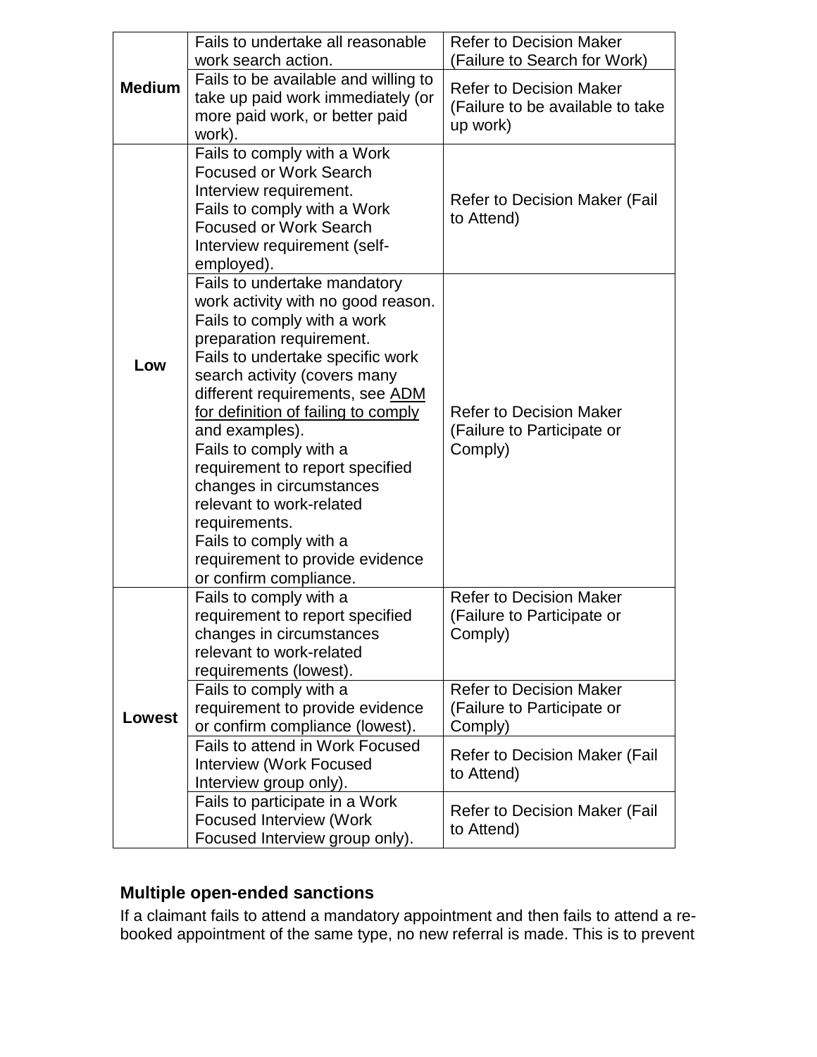| | | |
|---|---|---|
| **Medium** | Fails to undertake all reasonable work search action. | Refer to Decision Maker (Failure to Search for Work) |
| | Fails to be available and willing to take up paid work immediately (or more paid work, or better paid work). | Refer to Decision Maker (Failure to be available to take up work) |
| **Low** | Fails to comply with a Work Focused or Work Search Interview requirement.<br>Fails to comply with a Work Focused or Work Search Interview requirement (self-employed). | Refer to Decision Maker (Fail to Attend) |
| | Fails to undertake mandatory work activity with no good reason.<br>Fails to comply with a work preparation requirement.<br>Fails to undertake specific work search activity (covers many different requirements, see ADM for definition of failing to comply and examples).<br>Fails to comply with a requirement to report specified changes in circumstances relevant to work-related requirements.<br>Fails to comply with a requirement to provide evidence or confirm compliance. | Refer to Decision Maker (Failure to Participate or Comply) |
| **Lowest** | Fails to comply with a requirement to report specified changes in circumstances relevant to work-related requirements (lowest). | Refer to Decision Maker (Failure to Participate or Comply) |
| | Fails to comply with a requirement to provide evidence or confirm compliance (lowest). | Refer to Decision Maker (Failure to Participate or Comply) |
| | Fails to attend in Work Focused Interview (Work Focused Interview group only). | Refer to Decision Maker (Fail to Attend) |
| | Fails to participate in a Work Focused Interview (Work Focused Interview group only). | Refer to Decision Maker (Fail to Attend) |

### Multiple open-ended sanctions

If a claimant fails to attend a mandatory appointment and then fails to attend a re-booked appointment of the same type, no new referral is made. This is to prevent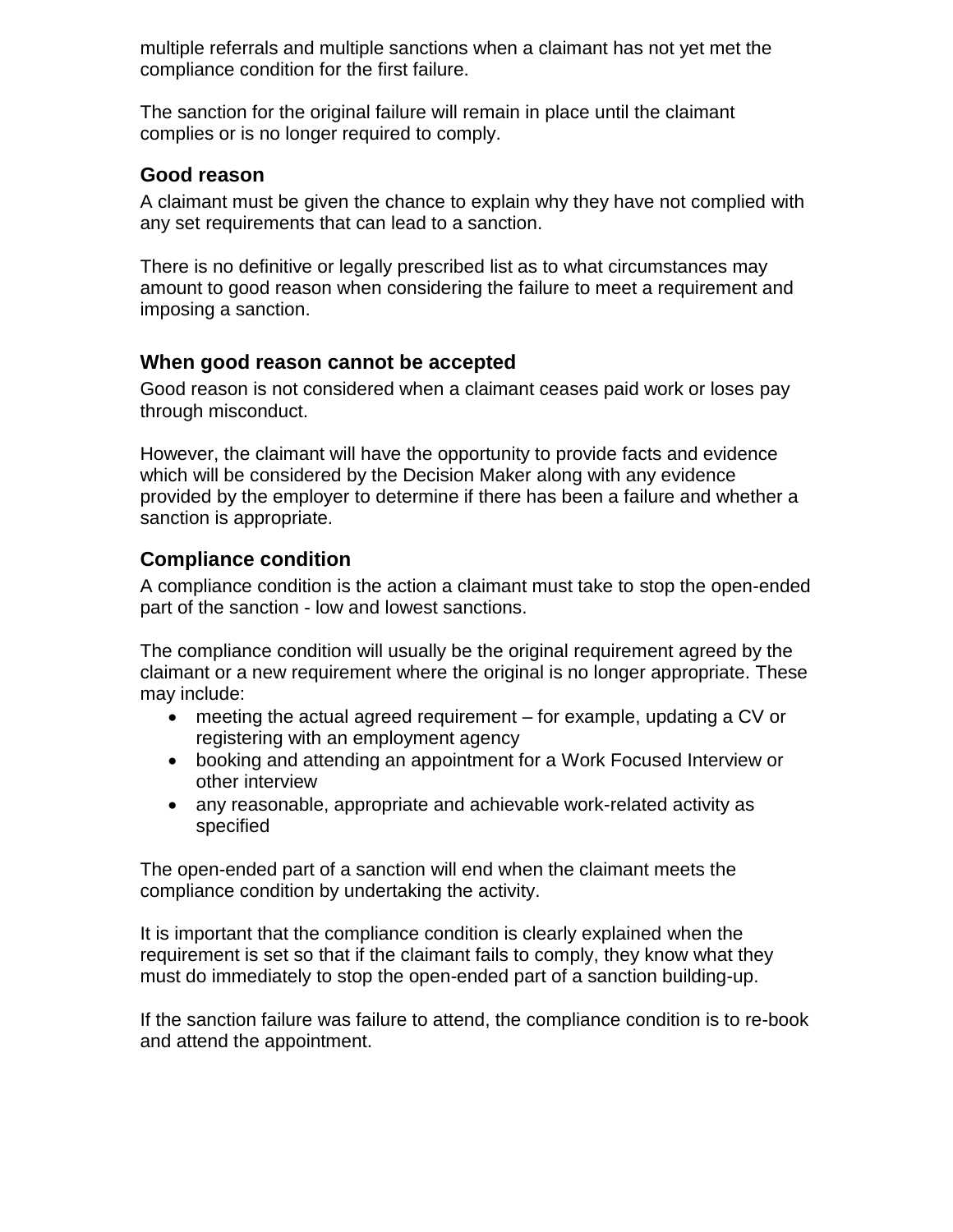multiple referrals and multiple sanctions when a claimant has not yet met the compliance condition for the first failure.

The sanction for the original failure will remain in place until the claimant complies or is no longer required to comply.

### Good reason

A claimant must be given the chance to explain why they have not complied with any set requirements that can lead to a sanction.

There is no definitive or legally prescribed list as to what circumstances may amount to good reason when considering the failure to meet a requirement and imposing a sanction.

### When good reason cannot be accepted

Good reason is not considered when a claimant ceases paid work or loses pay through misconduct.

However, the claimant will have the opportunity to provide facts and evidence which will be considered by the Decision Maker along with any evidence provided by the employer to determine if there has been a failure and whether a sanction is appropriate.

### Compliance condition

A compliance condition is the action a claimant must take to stop the open-ended part of the sanction - low and lowest sanctions.

The compliance condition will usually be the original requirement agreed by the claimant or a new requirement where the original is no longer appropriate. These may include:

- meeting the actual agreed requirement – for example, updating a CV or registering with an employment agency
- booking and attending an appointment for a Work Focused Interview or other interview
- any reasonable, appropriate and achievable work-related activity as specified

The open-ended part of a sanction will end when the claimant meets the compliance condition by undertaking the activity.

It is important that the compliance condition is clearly explained when the requirement is set so that if the claimant fails to comply, they know what they must do immediately to stop the open-ended part of a sanction building-up.

If the sanction failure was failure to attend, the compliance condition is to re-book and attend the appointment.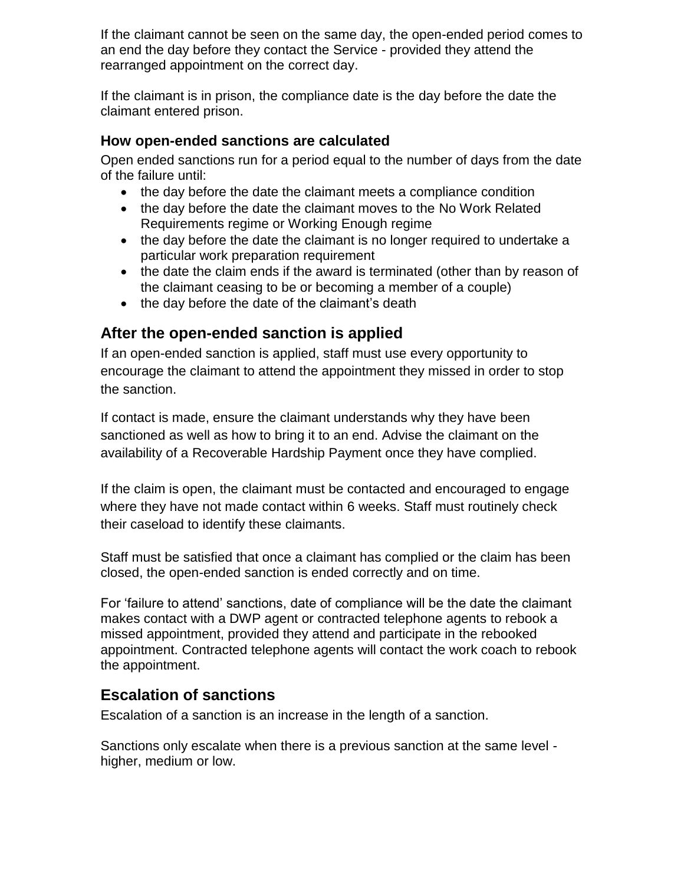If the claimant cannot be seen on the same day, the open-ended period comes to an end the day before they contact the Service - provided they attend the rearranged appointment on the correct day.

If the claimant is in prison, the compliance date is the day before the date the claimant entered prison.

### How open-ended sanctions are calculated

Open ended sanctions run for a period equal to the number of days from the date of the failure until:

- the day before the date the claimant meets a compliance condition
- the day before the date the claimant moves to the No Work Related Requirements regime or Working Enough regime
- the day before the date the claimant is no longer required to undertake a particular work preparation requirement
- the date the claim ends if the award is terminated (other than by reason of the claimant ceasing to be or becoming a member of a couple)
- the day before the date of the claimant's death

## After the open-ended sanction is applied

If an open-ended sanction is applied, staff must use every opportunity to encourage the claimant to attend the appointment they missed in order to stop the sanction.

If contact is made, ensure the claimant understands why they have been sanctioned as well as how to bring it to an end. Advise the claimant on the availability of a Recoverable Hardship Payment once they have complied.

If the claim is open, the claimant must be contacted and encouraged to engage where they have not made contact within 6 weeks. Staff must routinely check their caseload to identify these claimants.

Staff must be satisfied that once a claimant has complied or the claim has been closed, the open-ended sanction is ended correctly and on time.

For 'failure to attend' sanctions, date of compliance will be the date the claimant makes contact with a DWP agent or contracted telephone agents to rebook a missed appointment, provided they attend and participate in the rebooked appointment. Contracted telephone agents will contact the work coach to rebook the appointment.

## Escalation of sanctions

Escalation of a sanction is an increase in the length of a sanction.

Sanctions only escalate when there is a previous sanction at the same level - higher, medium or low.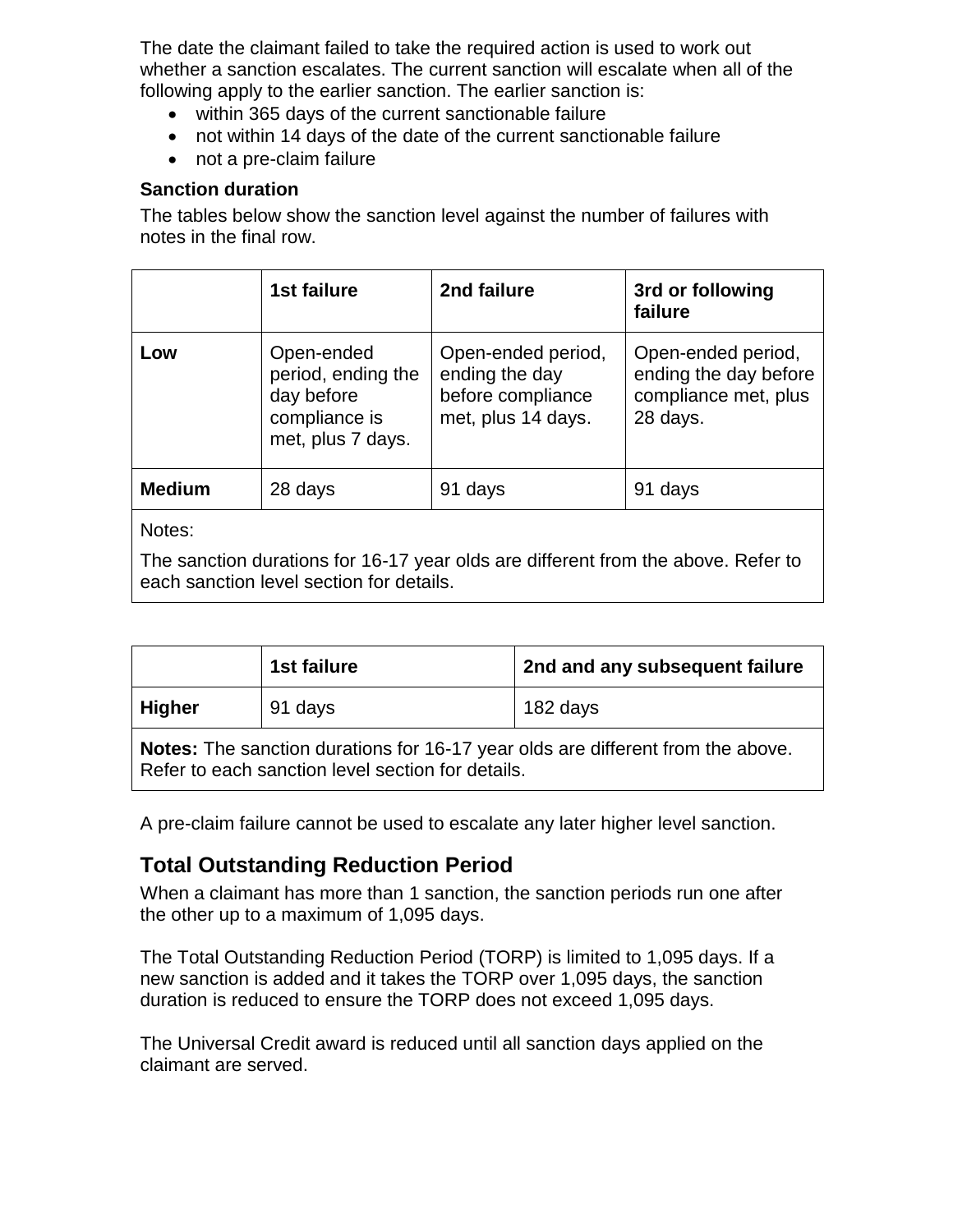The date the claimant failed to take the required action is used to work out whether a sanction escalates. The current sanction will escalate when all of the following apply to the earlier sanction. The earlier sanction is:

- within 365 days of the current sanctionable failure
- not within 14 days of the date of the current sanctionable failure
- not a pre-claim failure

**Sanction duration**

The tables below show the sanction level against the number of failures with notes in the final row.

| | 1st failure | 2nd failure | 3rd or following failure |
|---|---|---|---|
| **Low** | Open-ended period, ending the day before compliance is met, plus 7 days. | Open-ended period, ending the day before compliance met, plus 14 days. | Open-ended period, ending the day before compliance met, plus 28 days. |
| **Medium** | 28 days | 91 days | 91 days |
| Notes: The sanction durations for 16-17 year olds are different from the above. Refer to each sanction level section for details. | | | |

| | 1st failure | 2nd and any subsequent failure |
|---|---|---|
| **Higher** | 91 days | 182 days |
| **Notes:** The sanction durations for 16-17 year olds are different from the above. Refer to each sanction level section for details. | | |

A pre-claim failure cannot be used to escalate any later higher level sanction.

## Total Outstanding Reduction Period

When a claimant has more than 1 sanction, the sanction periods run one after the other up to a maximum of 1,095 days.

The Total Outstanding Reduction Period (TORP) is limited to 1,095 days. If a new sanction is added and it takes the TORP over 1,095 days, the sanction duration is reduced to ensure the TORP does not exceed 1,095 days.

The Universal Credit award is reduced until all sanction days applied on the claimant are served.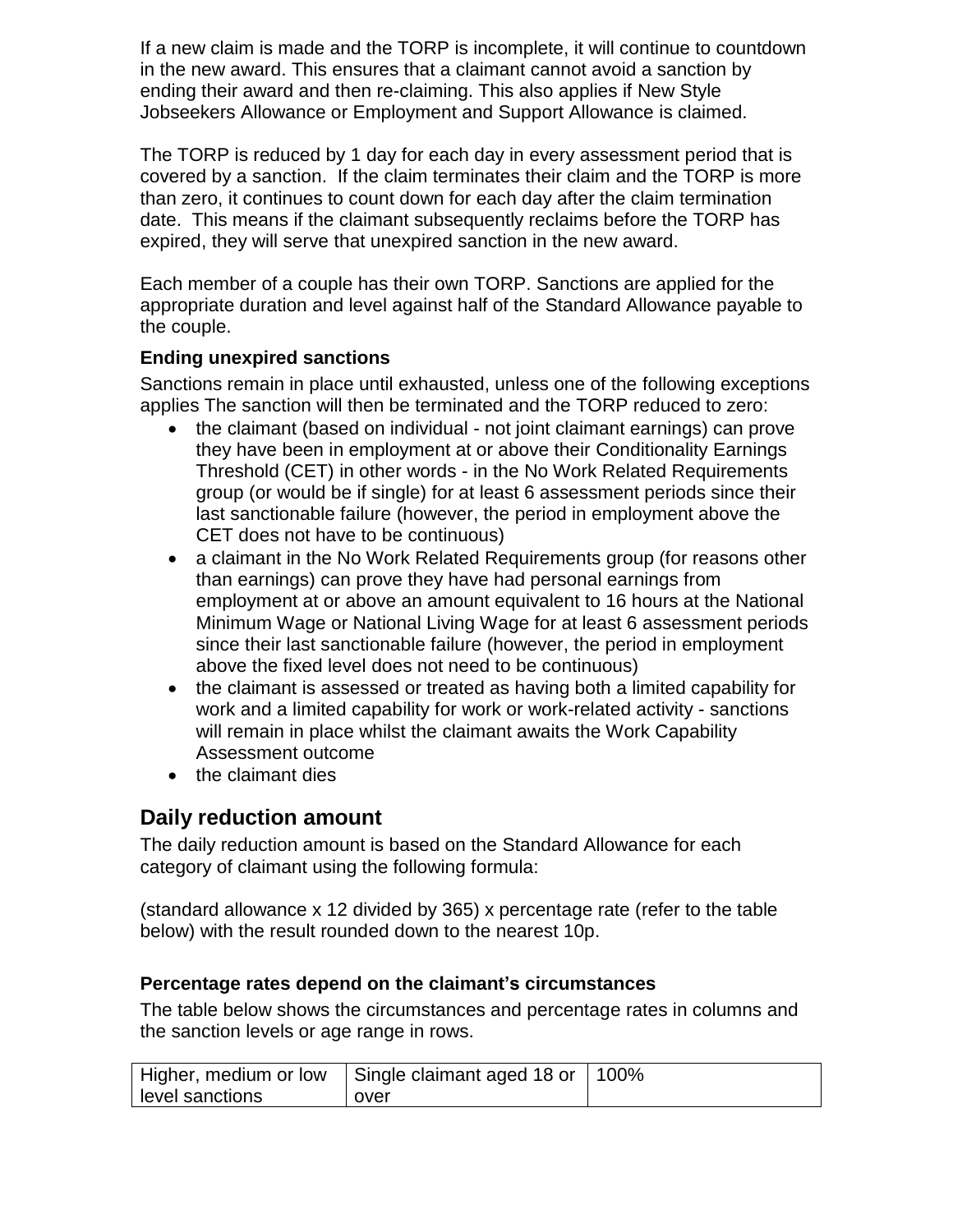If a new claim is made and the TORP is incomplete, it will continue to countdown in the new award. This ensures that a claimant cannot avoid a sanction by ending their award and then re-claiming. This also applies if New Style Jobseekers Allowance or Employment and Support Allowance is claimed.

The TORP is reduced by 1 day for each day in every assessment period that is covered by a sanction.  If the claim terminates their claim and the TORP is more than zero, it continues to count down for each day after the claim termination date.  This means if the claimant subsequently reclaims before the TORP has expired, they will serve that unexpired sanction in the new award.

Each member of a couple has their own TORP. Sanctions are applied for the appropriate duration and level against half of the Standard Allowance payable to the couple.

### Ending unexpired sanctions

Sanctions remain in place until exhausted, unless one of the following exceptions applies The sanction will then be terminated and the TORP reduced to zero:

- the claimant (based on individual - not joint claimant earnings) can prove they have been in employment at or above their Conditionality Earnings Threshold (CET) in other words - in the No Work Related Requirements group (or would be if single) for at least 6 assessment periods since their last sanctionable failure (however, the period in employment above the CET does not have to be continuous)
- a claimant in the No Work Related Requirements group (for reasons other than earnings) can prove they have had personal earnings from employment at or above an amount equivalent to 16 hours at the National Minimum Wage or National Living Wage for at least 6 assessment periods since their last sanctionable failure (however, the period in employment above the fixed level does not need to be continuous)
- the claimant is assessed or treated as having both a limited capability for work and a limited capability for work or work-related activity - sanctions will remain in place whilst the claimant awaits the Work Capability Assessment outcome
- the claimant dies

## Daily reduction amount

The daily reduction amount is based on the Standard Allowance for each category of claimant using the following formula:

(standard allowance x 12 divided by 365) x percentage rate (refer to the table below) with the result rounded down to the nearest 10p.

### Percentage rates depend on the claimant's circumstances

The table below shows the circumstances and percentage rates in columns and the sanction levels or age range in rows.

| Higher, medium or low level sanctions | Single claimant aged 18 or over | 100% |
|---|---|---|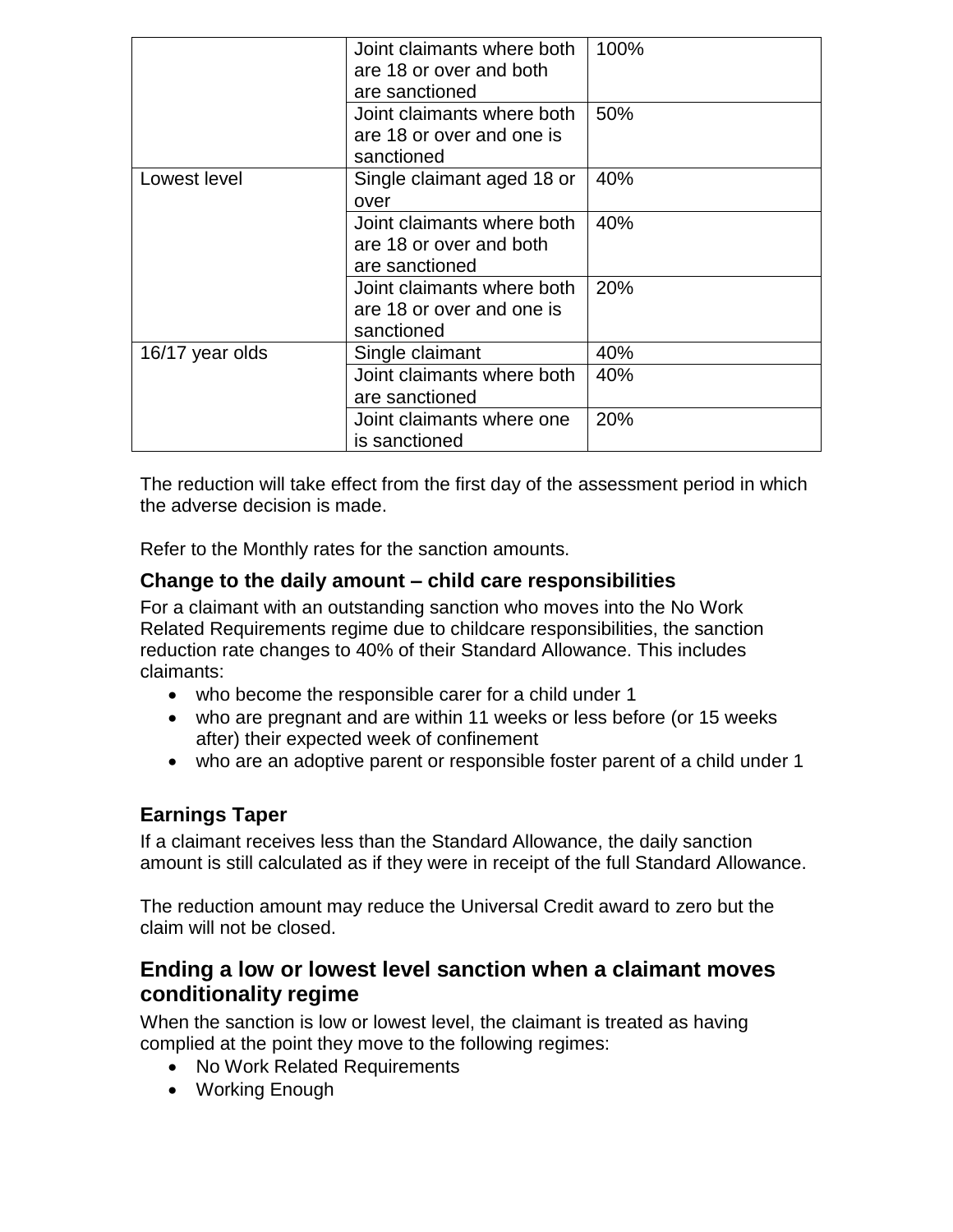| | | |
|---|---|---|
| | Joint claimants where both are 18 or over and both are sanctioned | 100% |
| | Joint claimants where both are 18 or over and one is sanctioned | 50% |
| Lowest level | Single claimant aged 18 or over | 40% |
| | Joint claimants where both are 18 or over and both are sanctioned | 40% |
| | Joint claimants where both are 18 or over and one is sanctioned | 20% |
| 16/17 year olds | Single claimant | 40% |
| | Joint claimants where both are sanctioned | 40% |
| | Joint claimants where one is sanctioned | 20% |

The reduction will take effect from the first day of the assessment period in which the adverse decision is made.

Refer to the Monthly rates for the sanction amounts.

### Change to the daily amount – child care responsibilities

For a claimant with an outstanding sanction who moves into the No Work Related Requirements regime due to childcare responsibilities, the sanction reduction rate changes to 40% of their Standard Allowance. This includes claimants:

- who become the responsible carer for a child under 1
- who are pregnant and are within 11 weeks or less before (or 15 weeks after) their expected week of confinement
- who are an adoptive parent or responsible foster parent of a child under 1

### Earnings Taper

If a claimant receives less than the Standard Allowance, the daily sanction amount is still calculated as if they were in receipt of the full Standard Allowance.

The reduction amount may reduce the Universal Credit award to zero but the claim will not be closed.

## Ending a low or lowest level sanction when a claimant moves conditionality regime

When the sanction is low or lowest level, the claimant is treated as having complied at the point they move to the following regimes:

- No Work Related Requirements
- Working Enough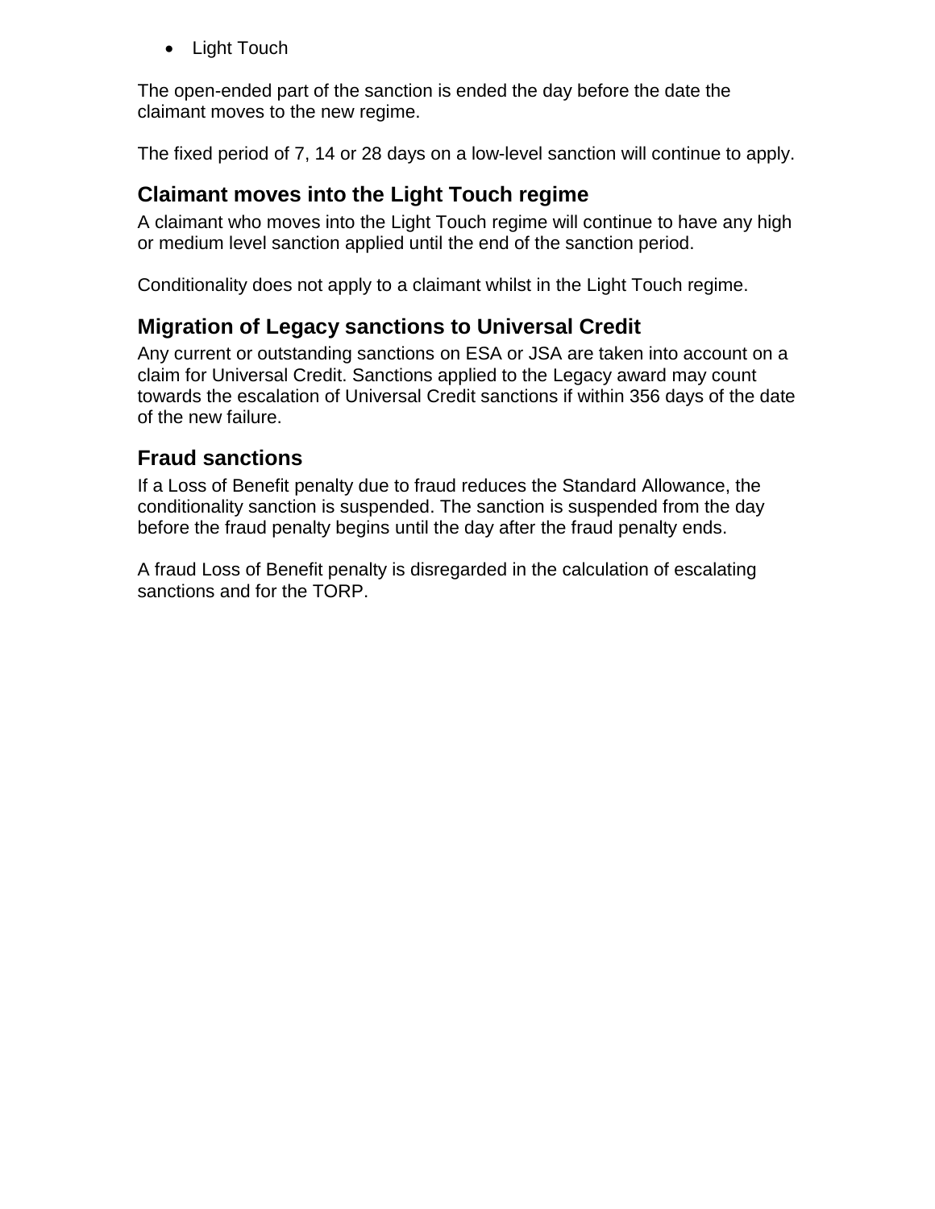- Light Touch

The open-ended part of the sanction is ended the day before the date the claimant moves to the new regime.

The fixed period of 7, 14 or 28 days on a low-level sanction will continue to apply.

## Claimant moves into the Light Touch regime

A claimant who moves into the Light Touch regime will continue to have any high or medium level sanction applied until the end of the sanction period.

Conditionality does not apply to a claimant whilst in the Light Touch regime.

## Migration of Legacy sanctions to Universal Credit

Any current or outstanding sanctions on ESA or JSA are taken into account on a claim for Universal Credit. Sanctions applied to the Legacy award may count towards the escalation of Universal Credit sanctions if within 356 days of the date of the new failure.

## Fraud sanctions

If a Loss of Benefit penalty due to fraud reduces the Standard Allowance, the conditionality sanction is suspended. The sanction is suspended from the day before the fraud penalty begins until the day after the fraud penalty ends.

A fraud Loss of Benefit penalty is disregarded in the calculation of escalating sanctions and for the TORP.